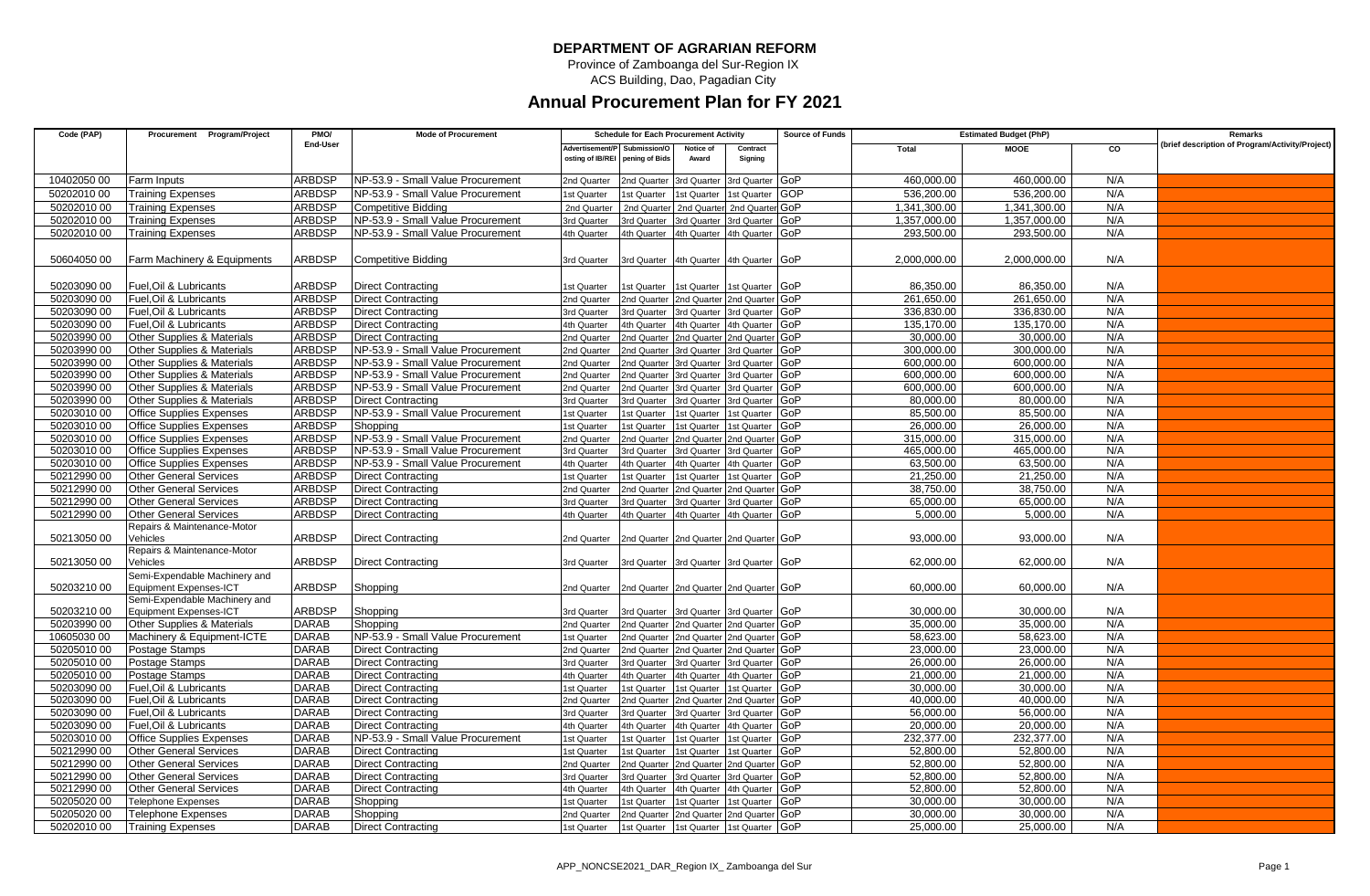# DEPARTMENT OF AGRARIAN REFORM

Province of Zamboanga del Sur-Region IX

ACS Building, Dao, Pagadian City

## Annual Procurement Plan for FY 2021

| Code (PAP) | Procurement Program/Project | PMO/ End-User | Mode of Procurement | Schedule for Each Procurement Activity | | | | Source of Funds | Estimated Budget (PhP) | | | Remarks (brief description of Program/Activity/Project) |
|---|---|---|---|---|---|---|---|---|---|---|---|---|
| | | | | Advertisement/Posting of IB/REI | Submission/Opening of Bids | Notice of Award | Contract Signing | | Total | MOOE | CO | |
| 10402050 00 | Farm Inputs | ARBDSP | NP-53.9 - Small Value Procurement | 2nd Quarter | 2nd Quarter | 3rd Quarter | 3rd Quarter | GoP | 460,000.00 | 460,000.00 | N/A | |
| 50202010 00 | Training Expenses | ARBDSP | NP-53.9 - Small Value Procurement | 1st Quarter | 1st Quarter | 1st Quarter | 1st Quarter | GOP | 536,200.00 | 536,200.00 | N/A | |
| 50202010 00 | Training Expenses | ARBDSP | Competitive Bidding | 2nd Quarter | 2nd Quarter | 2nd Quarter | 2nd Quarter | GoP | 1,341,300.00 | 1,341,300.00 | N/A | |
| 50202010 00 | Training Expenses | ARBDSP | NP-53.9 - Small Value Procurement | 3rd Quarter | 3rd Quarter | 3rd Quarter | 3rd Quarter | GoP | 1,357,000.00 | 1,357,000.00 | N/A | |
| 50202010 00 | Training Expenses | ARBDSP | NP-53.9 - Small Value Procurement | 4th Quarter | 4th Quarter | 4th Quarter | 4th Quarter | GoP | 293,500.00 | 293,500.00 | N/A | |
| 50604050 00 | Farm Machinery & Equipments | ARBDSP | Competitive Bidding | 3rd Quarter | 3rd Quarter | 4th Quarter | 4th Quarter | GoP | 2,000,000.00 | 2,000,000.00 | N/A | |
| 50203090 00 | Fuel,Oil & Lubricants | ARBDSP | Direct Contracting | 1st Quarter | 1st Quarter | 1st Quarter | 1st Quarter | GoP | 86,350.00 | 86,350.00 | N/A | |
| 50203090 00 | Fuel,Oil & Lubricants | ARBDSP | Direct Contracting | 2nd Quarter | 2nd Quarter | 2nd Quarter | 2nd Quarter | GoP | 261,650.00 | 261,650.00 | N/A | |
| 50203090 00 | Fuel,Oil & Lubricants | ARBDSP | Direct Contracting | 3rd Quarter | 3rd Quarter | 3rd Quarter | 3rd Quarter | GoP | 336,830.00 | 336,830.00 | N/A | |
| 50203090 00 | Fuel,Oil & Lubricants | ARBDSP | Direct Contracting | 4th Quarter | 4th Quarter | 4th Quarter | 4th Quarter | GoP | 135,170.00 | 135,170.00 | N/A | |
| 50203990 00 | Other Supplies & Materials | ARBDSP | Direct Contracting | 2nd Quarter | 2nd Quarter | 2nd Quarter | 2nd Quarter | GoP | 30,000.00 | 30,000.00 | N/A | |
| 50203990 00 | Other Supplies & Materials | ARBDSP | NP-53.9 - Small Value Procurement | 2nd Quarter | 2nd Quarter | 3rd Quarter | 3rd Quarter | GoP | 300,000.00 | 300,000.00 | N/A | |
| 50203990 00 | Other Supplies & Materials | ARBDSP | NP-53.9 - Small Value Procurement | 2nd Quarter | 2nd Quarter | 3rd Quarter | 3rd Quarter | GoP | 600,000.00 | 600,000.00 | N/A | |
| 50203990 00 | Other Supplies & Materials | ARBDSP | NP-53.9 - Small Value Procurement | 2nd Quarter | 2nd Quarter | 3rd Quarter | 3rd Quarter | GoP | 600,000.00 | 600,000.00 | N/A | |
| 50203990 00 | Other Supplies & Materials | ARBDSP | NP-53.9 - Small Value Procurement | 2nd Quarter | 2nd Quarter | 3rd Quarter | 3rd Quarter | GoP | 600,000.00 | 600,000.00 | N/A | |
| 50203990 00 | Other Supplies & Materials | ARBDSP | Direct Contracting | 3rd Quarter | 3rd Quarter | 3rd Quarter | 3rd Quarter | GoP | 80,000.00 | 80,000.00 | N/A | |
| 50203010 00 | Office Supplies Expenses | ARBDSP | NP-53.9 - Small Value Procurement | 1st Quarter | 1st Quarter | 1st Quarter | 1st Quarter | GoP | 85,500.00 | 85,500.00 | N/A | |
| 50203010 00 | Office Supplies Expenses | ARBDSP | Shopping | 1st Quarter | 1st Quarter | 1st Quarter | 1st Quarter | GoP | 26,000.00 | 26,000.00 | N/A | |
| 50203010 00 | Office Supplies Expenses | ARBDSP | NP-53.9 - Small Value Procurement | 2nd Quarter | 2nd Quarter | 2nd Quarter | 2nd Quarter | GoP | 315,000.00 | 315,000.00 | N/A | |
| 50203010 00 | Office Supplies Expenses | ARBDSP | NP-53.9 - Small Value Procurement | 3rd Quarter | 3rd Quarter | 3rd Quarter | 3rd Quarter | GoP | 465,000.00 | 465,000.00 | N/A | |
| 50203010 00 | Office Supplies Expenses | ARBDSP | NP-53.9 - Small Value Procurement | 4th Quarter | 4th Quarter | 4th Quarter | 4th Quarter | GoP | 63,500.00 | 63,500.00 | N/A | |
| 50212990 00 | Other General Services | ARBDSP | Direct Contracting | 1st Quarter | 1st Quarter | 1st Quarter | 1st Quarter | GoP | 21,250.00 | 21,250.00 | N/A | |
| 50212990 00 | Other General Services | ARBDSP | Direct Contracting | 2nd Quarter | 2nd Quarter | 2nd Quarter | 2nd Quarter | GoP | 38,750.00 | 38,750.00 | N/A | |
| 50212990 00 | Other General Services | ARBDSP | Direct Contracting | 3rd Quarter | 3rd Quarter | 3rd Quarter | 3rd Quarter | GoP | 65,000.00 | 65,000.00 | N/A | |
| 50212990 00 | Other General Services | ARBDSP | Direct Contracting | 4th Quarter | 4th Quarter | 4th Quarter | 4th Quarter | GoP | 5,000.00 | 5,000.00 | N/A | |
| 50213050 00 | Repairs & Maintenance-Motor Vehicles | ARBDSP | Direct Contracting | 2nd Quarter | 2nd Quarter | 2nd Quarter | 2nd Quarter | GoP | 93,000.00 | 93,000.00 | N/A | |
| 50213050 00 | Repairs & Maintenance-Motor Vehicles | ARBDSP | Direct Contracting | 3rd Quarter | 3rd Quarter | 3rd Quarter | 3rd Quarter | GoP | 62,000.00 | 62,000.00 | N/A | |
| 50203210 00 | Semi-Expendable Machinery and Equipment Expenses-ICT | ARBDSP | Shopping | 2nd Quarter | 2nd Quarter | 2nd Quarter | 2nd Quarter | GoP | 60,000.00 | 60,000.00 | N/A | |
| 50203210 00 | Semi-Expendable Machinery and Equipment Expenses-ICT | ARBDSP | Shopping | 3rd Quarter | 3rd Quarter | 3rd Quarter | 3rd Quarter | GoP | 30,000.00 | 30,000.00 | N/A | |
| 50203990 00 | Other Supplies & Materials | DARAB | Shopping | 2nd Quarter | 2nd Quarter | 2nd Quarter | 2nd Quarter | GoP | 35,000.00 | 35,000.00 | N/A | |
| 10605030 00 | Machinery & Equipment-ICTE | DARAB | NP-53.9 - Small Value Procurement | 1st Quarter | 2nd Quarter | 2nd Quarter | 2nd Quarter | GoP | 58,623.00 | 58,623.00 | N/A | |
| 50205010 00 | Postage Stamps | DARAB | Direct Contracting | 2nd Quarter | 2nd Quarter | 2nd Quarter | 2nd Quarter | GoP | 23,000.00 | 23,000.00 | N/A | |
| 50205010 00 | Postage Stamps | DARAB | Direct Contracting | 3rd Quarter | 3rd Quarter | 3rd Quarter | 3rd Quarter | GoP | 26,000.00 | 26,000.00 | N/A | |
| 50205010 00 | Postage Stamps | DARAB | Direct Contracting | 4th Quarter | 4th Quarter | 4th Quarter | 4th Quarter | GoP | 21,000.00 | 21,000.00 | N/A | |
| 50203090 00 | Fuel,Oil & Lubricants | DARAB | Direct Contracting | 1st Quarter | 1st Quarter | 1st Quarter | 1st Quarter | GoP | 30,000.00 | 30,000.00 | N/A | |
| 50203090 00 | Fuel,Oil & Lubricants | DARAB | Direct Contracting | 2nd Quarter | 2nd Quarter | 2nd Quarter | 2nd Quarter | GoP | 40,000.00 | 40,000.00 | N/A | |
| 50203090 00 | Fuel,Oil & Lubricants | DARAB | Direct Contracting | 3rd Quarter | 3rd Quarter | 3rd Quarter | 3rd Quarter | GoP | 56,000.00 | 56,000.00 | N/A | |
| 50203090 00 | Fuel,Oil & Lubricants | DARAB | Direct Contracting | 4th Quarter | 4th Quarter | 4th Quarter | 4th Quarter | GoP | 20,000.00 | 20,000.00 | N/A | |
| 50203010 00 | Office Supplies Expenses | DARAB | NP-53.9 - Small Value Procurement | 1st Quarter | 1st Quarter | 1st Quarter | 1st Quarter | GoP | 232,377.00 | 232,377.00 | N/A | |
| 50212990 00 | Other General Services | DARAB | Direct Contracting | 1st Quarter | 1st Quarter | 1st Quarter | 1st Quarter | GoP | 52,800.00 | 52,800.00 | N/A | |
| 50212990 00 | Other General Services | DARAB | Direct Contracting | 2nd Quarter | 2nd Quarter | 2nd Quarter | 2nd Quarter | GoP | 52,800.00 | 52,800.00 | N/A | |
| 50212990 00 | Other General Services | DARAB | Direct Contracting | 3rd Quarter | 3rd Quarter | 3rd Quarter | 3rd Quarter | GoP | 52,800.00 | 52,800.00 | N/A | |
| 50212990 00 | Other General Services | DARAB | Direct Contracting | 4th Quarter | 4th Quarter | 4th Quarter | 4th Quarter | GoP | 52,800.00 | 52,800.00 | N/A | |
| 50205020 00 | Telephone Expenses | DARAB | Shopping | 1st Quarter | 1st Quarter | 1st Quarter | 1st Quarter | GoP | 30,000.00 | 30,000.00 | N/A | |
| 50205020 00 | Telephone Expenses | DARAB | Shopping | 2nd Quarter | 2nd Quarter | 2nd Quarter | 2nd Quarter | GoP | 30,000.00 | 30,000.00 | N/A | |
| 50202010 00 | Training Expenses | DARAB | Direct Contracting | 1st Quarter | 1st Quarter | 1st Quarter | 1st Quarter | GoP | 25,000.00 | 25,000.00 | N/A | |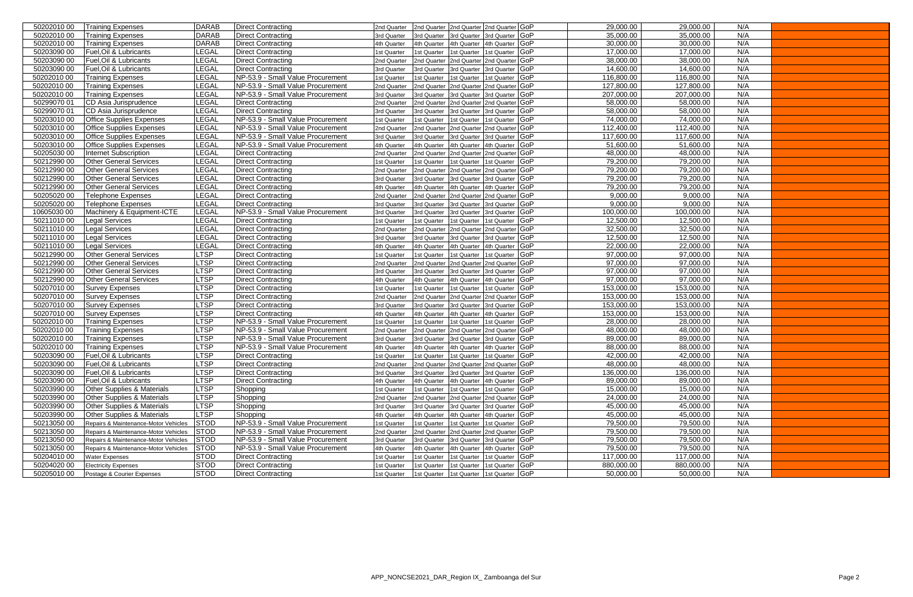| | | | | | | | | | | | | |
|---|---|---|---|---|---|---|---|---|---|---|---|---|
| 50202010 00 | Training Expenses | DARAB | Direct Contracting | 2nd Quarter | 2nd Quarter | 2nd Quarter | 2nd Quarter | GoP | 29,000.00 | 29,000.00 | N/A | |
| 50202010 00 | Training Expenses | DARAB | Direct Contracting | 3rd Quarter | 3rd Quarter | 3rd Quarter | 3rd Quarter | GoP | 35,000.00 | 35,000.00 | N/A | |
| 50202010 00 | Training Expenses | DARAB | Direct Contracting | 4th Quarter | 4th Quarter | 4th Quarter | 4th Quarter | GoP | 30,000.00 | 30,000.00 | N/A | |
| 50203090 00 | Fuel,Oil & Lubricants | LEGAL | Direct Contracting | 1st Quarter | 1st Quarter | 1st Quarter | 1st Quarter | GoP | 17,000.00 | 17,000.00 | N/A | |
| 50203090 00 | Fuel,Oil & Lubricants | LEGAL | Direct Contracting | 2nd Quarter | 2nd Quarter | 2nd Quarter | 2nd Quarter | GoP | 38,000.00 | 38,000.00 | N/A | |
| 50203090 00 | Fuel,Oil & Lubricants | LEGAL | Direct Contracting | 3rd Quarter | 3rd Quarter | 3rd Quarter | 3rd Quarter | GoP | 14,600.00 | 14,600.00 | N/A | |
| 50202010 00 | Training Expenses | LEGAL | NP-53.9 - Small Value Procurement | 1st Quarter | 1st Quarter | 1st Quarter | 1st Quarter | GoP | 116,800.00 | 116,800.00 | N/A | |
| 50202010 00 | Training Expenses | LEGAL | NP-53.9 - Small Value Procurement | 2nd Quarter | 2nd Quarter | 2nd Quarter | 2nd Quarter | GoP | 127,800.00 | 127,800.00 | N/A | |
| 50202010 00 | Training Expenses | LEGAL | NP-53.9 - Small Value Procurement | 3rd Quarter | 3rd Quarter | 3rd Quarter | 3rd Quarter | GoP | 207,000.00 | 207,000.00 | N/A | |
| 50299070 01 | CD Asia Jurisprudence | LEGAL | Direct Contracting | 2nd Quarter | 2nd Quarter | 2nd Quarter | 2nd Quarter | GoP | 58,000.00 | 58,000.00 | N/A | |
| 50299070 01 | CD Asia Jurisprudence | LEGAL | Direct Contracting | 3rd Quarter | 3rd Quarter | 3rd Quarter | 3rd Quarter | GoP | 58,000.00 | 58,000.00 | N/A | |
| 50203010 00 | Office Supplies Expenses | LEGAL | NP-53.9 - Small Value Procurement | 1st Quarter | 1st Quarter | 1st Quarter | 1st Quarter | GoP | 74,000.00 | 74,000.00 | N/A | |
| 50203010 00 | Office Supplies Expenses | LEGAL | NP-53.9 - Small Value Procurement | 2nd Quarter | 2nd Quarter | 2nd Quarter | 2nd Quarter | GoP | 112,400.00 | 112,400.00 | N/A | |
| 50203010 00 | Office Supplies Expenses | LEGAL | NP-53.9 - Small Value Procurement | 3rd Quarter | 3rd Quarter | 3rd Quarter | 3rd Quarter | GoP | 117,600.00 | 117,600.00 | N/A | |
| 50203010 00 | Office Supplies Expenses | LEGAL | NP-53.9 - Small Value Procurement | 4th Quarter | 4th Quarter | 4th Quarter | 4th Quarter | GoP | 51,600.00 | 51,600.00 | N/A | |
| 50205030 00 | Internet Subscription | LEGAL | Direct Contracting | 2nd Quarter | 2nd Quarter | 2nd Quarter | 2nd Quarter | GoP | 48,000.00 | 48,000.00 | N/A | |
| 50212990 00 | Other General Services | LEGAL | Direct Contracting | 1st Quarter | 1st Quarter | 1st Quarter | 1st Quarter | GoP | 79,200.00 | 79,200.00 | N/A | |
| 50212990 00 | Other General Services | LEGAL | Direct Contracting | 2nd Quarter | 2nd Quarter | 2nd Quarter | 2nd Quarter | GoP | 79,200.00 | 79,200.00 | N/A | |
| 50212990 00 | Other General Services | LEGAL | Direct Contracting | 3rd Quarter | 3rd Quarter | 3rd Quarter | 3rd Quarter | GoP | 79,200.00 | 79,200.00 | N/A | |
| 50212990 00 | Other General Services | LEGAL | Direct Contracting | 4th Quarter | 4th Quarter | 4th Quarter | 4th Quarter | GoP | 79,200.00 | 79,200.00 | N/A | |
| 50205020 00 | Telephone Expenses | LEGAL | Direct Contracting | 2nd Quarter | 2nd Quarter | 2nd Quarter | 2nd Quarter | GoP | 9,000.00 | 9,000.00 | N/A | |
| 50205020 00 | Telephone Expenses | LEGAL | Direct Contracting | 3rd Quarter | 3rd Quarter | 3rd Quarter | 3rd Quarter | GoP | 9,000.00 | 9,000.00 | N/A | |
| 10605030 00 | Machinery & Equipment-ICTE | LEGAL | NP-53.9 - Small Value Procurement | 3rd Quarter | 3rd Quarter | 3rd Quarter | 3rd Quarter | GoP | 100,000.00 | 100,000.00 | N/A | |
| 50211010 00 | Legal Services | LEGAL | Direct Contracting | 1st Quarter | 1st Quarter | 1st Quarter | 1st Quarter | GoP | 12,500.00 | 12,500.00 | N/A | |
| 50211010 00 | Legal Services | LEGAL | Direct Contracting | 2nd Quarter | 2nd Quarter | 2nd Quarter | 2nd Quarter | GoP | 32,500.00 | 32,500.00 | N/A | |
| 50211010 00 | Legal Services | LEGAL | Direct Contracting | 3rd Quarter | 3rd Quarter | 3rd Quarter | 3rd Quarter | GoP | 12,500.00 | 12,500.00 | N/A | |
| 50211010 00 | Legal Services | LEGAL | Direct Contracting | 4th Quarter | 4th Quarter | 4th Quarter | 4th Quarter | GoP | 22,000.00 | 22,000.00 | N/A | |
| 50212990 00 | Other General Services | LTSP | Direct Contracting | 1st Quarter | 1st Quarter | 1st Quarter | 1st Quarter | GoP | 97,000.00 | 97,000.00 | N/A | |
| 50212990 00 | Other General Services | LTSP | Direct Contracting | 2nd Quarter | 2nd Quarter | 2nd Quarter | 2nd Quarter | GoP | 97,000.00 | 97,000.00 | N/A | |
| 50212990 00 | Other General Services | LTSP | Direct Contracting | 3rd Quarter | 3rd Quarter | 3rd Quarter | 3rd Quarter | GoP | 97,000.00 | 97,000.00 | N/A | |
| 50212990 00 | Other General Services | LTSP | Direct Contracting | 4th Quarter | 4th Quarter | 4th Quarter | 4th Quarter | GoP | 97,000.00 | 97,000.00 | N/A | |
| 50207010 00 | Survey Expenses | LTSP | Direct Contracting | 1st Quarter | 1st Quarter | 1st Quarter | 1st Quarter | GoP | 153,000.00 | 153,000.00 | N/A | |
| 50207010 00 | Survey Expenses | LTSP | Direct Contracting | 2nd Quarter | 2nd Quarter | 2nd Quarter | 2nd Quarter | GoP | 153,000.00 | 153,000.00 | N/A | |
| 50207010 00 | Survey Expenses | LTSP | Direct Contracting | 3rd Quarter | 3rd Quarter | 3rd Quarter | 3rd Quarter | GoP | 153,000.00 | 153,000.00 | N/A | |
| 50207010 00 | Survey Expenses | LTSP | Direct Contracting | 4th Quarter | 4th Quarter | 4th Quarter | 4th Quarter | GoP | 153,000.00 | 153,000.00 | N/A | |
| 50202010 00 | Training Expenses | LTSP | NP-53.9 - Small Value Procurement | 1st Quarter | 1st Quarter | 1st Quarter | 1st Quarter | GoP | 28,000.00 | 28,000.00 | N/A | |
| 50202010 00 | Training Expenses | LTSP | NP-53.9 - Small Value Procurement | 2nd Quarter | 2nd Quarter | 2nd Quarter | 2nd Quarter | GoP | 48,000.00 | 48,000.00 | N/A | |
| 50202010 00 | Training Expenses | LTSP | NP-53.9 - Small Value Procurement | 3rd Quarter | 3rd Quarter | 3rd Quarter | 3rd Quarter | GoP | 89,000.00 | 89,000.00 | N/A | |
| 50202010 00 | Training Expenses | LTSP | NP-53.9 - Small Value Procurement | 4th Quarter | 4th Quarter | 4th Quarter | 4th Quarter | GoP | 88,000.00 | 88,000.00 | N/A | |
| 50203090 00 | Fuel,Oil & Lubricants | LTSP | Direct Contracting | 1st Quarter | 1st Quarter | 1st Quarter | 1st Quarter | GoP | 42,000.00 | 42,000.00 | N/A | |
| 50203090 00 | Fuel,Oil & Lubricants | LTSP | Direct Contracting | 2nd Quarter | 2nd Quarter | 2nd Quarter | 2nd Quarter | GoP | 48,000.00 | 48,000.00 | N/A | |
| 50203090 00 | Fuel,Oil & Lubricants | LTSP | Direct Contracting | 3rd Quarter | 3rd Quarter | 3rd Quarter | 3rd Quarter | GoP | 136,000.00 | 136,000.00 | N/A | |
| 50203090 00 | Fuel,Oil & Lubricants | LTSP | Direct Contracting | 4th Quarter | 4th Quarter | 4th Quarter | 4th Quarter | GoP | 89,000.00 | 89,000.00 | N/A | |
| 50203990 00 | Other Supplies & Materials | LTSP | Shopping | 1st Quarter | 1st Quarter | 1st Quarter | 1st Quarter | GoP | 15,000.00 | 15,000.00 | N/A | |
| 50203990 00 | Other Supplies & Materials | LTSP | Shopping | 2nd Quarter | 2nd Quarter | 2nd Quarter | 2nd Quarter | GoP | 24,000.00 | 24,000.00 | N/A | |
| 50203990 00 | Other Supplies & Materials | LTSP | Shopping | 3rd Quarter | 3rd Quarter | 3rd Quarter | 3rd Quarter | GoP | 45,000.00 | 45,000.00 | N/A | |
| 50203990 00 | Other Supplies & Materials | LTSP | Shopping | 4th Quarter | 4th Quarter | 4th Quarter | 4th Quarter | GoP | 45,000.00 | 45,000.00 | N/A | |
| 50213050 00 | Repairs & Maintenance-Motor Vehicles | STOD | NP-53.9 - Small Value Procurement | 1st Quarter | 1st Quarter | 1st Quarter | 1st Quarter | GoP | 79,500.00 | 79,500.00 | N/A | |
| 50213050 00 | Repairs & Maintenance-Motor Vehicles | STOD | NP-53.9 - Small Value Procurement | 2nd Quarter | 2nd Quarter | 2nd Quarter | 2nd Quarter | GoP | 79,500.00 | 79,500.00 | N/A | |
| 50213050 00 | Repairs & Maintenance-Motor Vehicles | STOD | NP-53.9 - Small Value Procurement | 3rd Quarter | 3rd Quarter | 3rd Quarter | 3rd Quarter | GoP | 79,500.00 | 79,500.00 | N/A | |
| 50213050 00 | Repairs & Maintenance-Motor Vehicles | STOD | NP-53.9 - Small Value Procurement | 4th Quarter | 4th Quarter | 4th Quarter | 4th Quarter | GoP | 79,500.00 | 79,500.00 | N/A | |
| 50204010 00 | Water Expenses | STOD | Direct Contracting | 1st Quarter | 1st Quarter | 1st Quarter | 1st Quarter | GoP | 117,000.00 | 117,000.00 | N/A | |
| 50204020 00 | Electricity Expenses | STOD | Direct Contracting | 1st Quarter | 1st Quarter | 1st Quarter | 1st Quarter | GoP | 880,000.00 | 880,000.00 | N/A | |
| 50205010 00 | Postage & Courier Expenses | STOD | Direct Contracting | 1st Quarter | 1st Quarter | 1st Quarter | 1st Quarter | GoP | 50,000.00 | 50,000.00 | N/A | |

APP_NONCSE2021_DAR_Region IX_ Zamboanga del Sur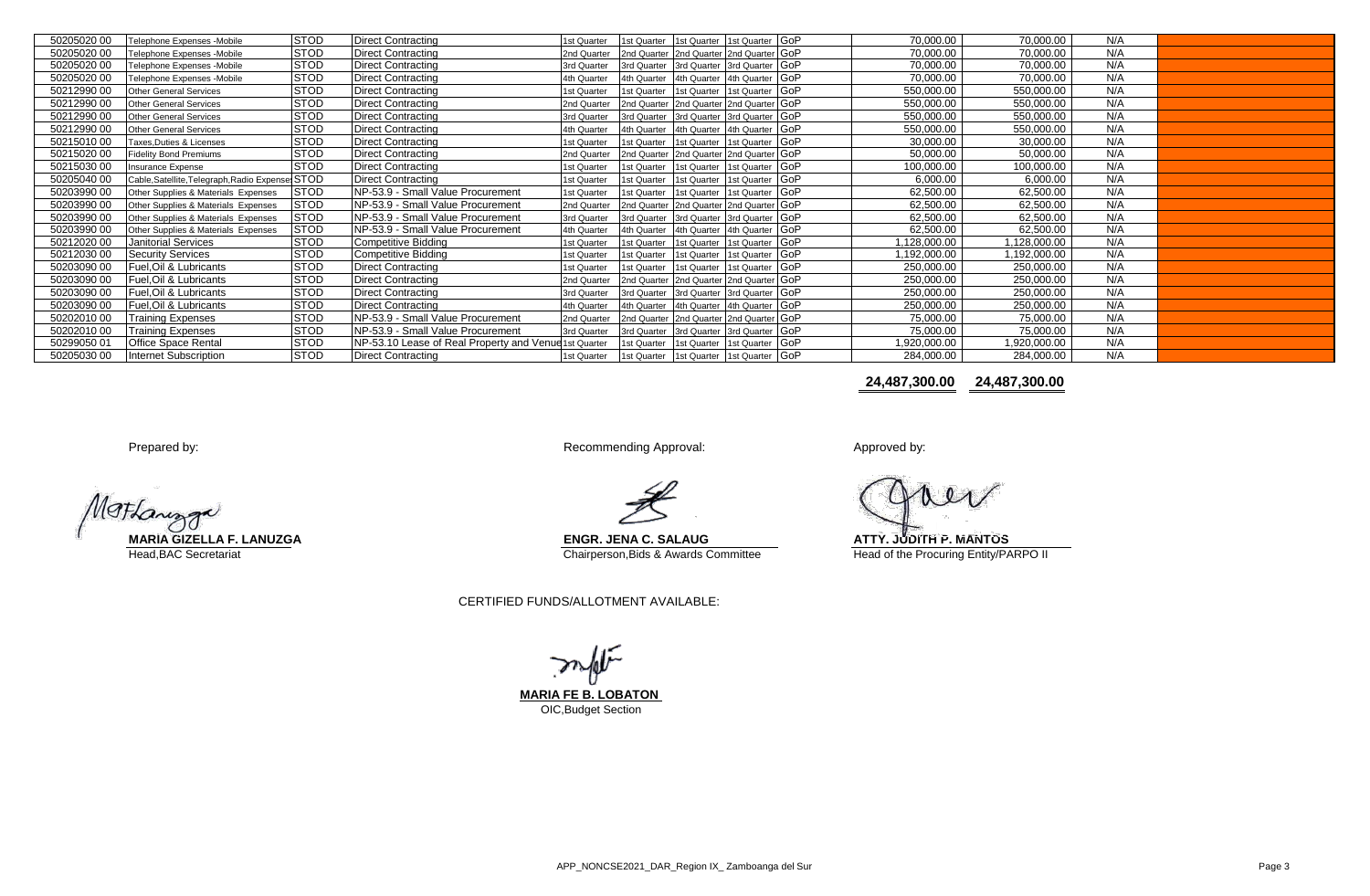| | | | | | | | | | | | | | |
|---|---|---|---|---|---|---|---|---|---|---|---|---|---|
| 50205020 00 | Telephone Expenses -Mobile | STOD | Direct Contracting | 1st Quarter | 1st Quarter | 1st Quarter | 1st Quarter | GoP | 70,000.00 | 70,000.00 | N/A | |
| 50205020 00 | Telephone Expenses -Mobile | STOD | Direct Contracting | 2nd Quarter | 2nd Quarter | 2nd Quarter | 2nd Quarter | GoP | 70,000.00 | 70,000.00 | N/A | |
| 50205020 00 | Telephone Expenses -Mobile | STOD | Direct Contracting | 3rd Quarter | 3rd Quarter | 3rd Quarter | 3rd Quarter | GoP | 70,000.00 | 70,000.00 | N/A | |
| 50205020 00 | Telephone Expenses -Mobile | STOD | Direct Contracting | 4th Quarter | 4th Quarter | 4th Quarter | 4th Quarter | GoP | 70,000.00 | 70,000.00 | N/A | |
| 50212990 00 | Other General Services | STOD | Direct Contracting | 1st Quarter | 1st Quarter | 1st Quarter | 1st Quarter | GoP | 550,000.00 | 550,000.00 | N/A | |
| 50212990 00 | Other General Services | STOD | Direct Contracting | 2nd Quarter | 2nd Quarter | 2nd Quarter | 2nd Quarter | GoP | 550,000.00 | 550,000.00 | N/A | |
| 50212990 00 | Other General Services | STOD | Direct Contracting | 3rd Quarter | 3rd Quarter | 3rd Quarter | 3rd Quarter | GoP | 550,000.00 | 550,000.00 | N/A | |
| 50212990 00 | Other General Services | STOD | Direct Contracting | 4th Quarter | 4th Quarter | 4th Quarter | 4th Quarter | GoP | 550,000.00 | 550,000.00 | N/A | |
| 50215010 00 | Taxes,Duties & Licenses | STOD | Direct Contracting | 1st Quarter | 1st Quarter | 1st Quarter | 1st Quarter | GoP | 30,000.00 | 30,000.00 | N/A | |
| 50215020 00 | Fidelity Bond Premiums | STOD | Direct Contracting | 2nd Quarter | 2nd Quarter | 2nd Quarter | 2nd Quarter | GoP | 50,000.00 | 50,000.00 | N/A | |
| 50215030 00 | Insurance Expense | STOD | Direct Contracting | 1st Quarter | 1st Quarter | 1st Quarter | 1st Quarter | GoP | 100,000.00 | 100,000.00 | N/A | |
| 50205040 00 | Cable,Satellite,Telegraph,Radio Expenses | STOD | Direct Contracting | 1st Quarter | 1st Quarter | 1st Quarter | 1st Quarter | GoP | 6,000.00 | 6,000.00 | N/A | |
| 50203990 00 | Other Supplies & Materials Expenses | STOD | NP-53.9 - Small Value Procurement | 1st Quarter | 1st Quarter | 1st Quarter | 1st Quarter | GoP | 62,500.00 | 62,500.00 | N/A | |
| 50203990 00 | Other Supplies & Materials Expenses | STOD | NP-53.9 - Small Value Procurement | 2nd Quarter | 2nd Quarter | 2nd Quarter | 2nd Quarter | GoP | 62,500.00 | 62,500.00 | N/A | |
| 50203990 00 | Other Supplies & Materials Expenses | STOD | NP-53.9 - Small Value Procurement | 3rd Quarter | 3rd Quarter | 3rd Quarter | 3rd Quarter | GoP | 62,500.00 | 62,500.00 | N/A | |
| 50203990 00 | Other Supplies & Materials Expenses | STOD | NP-53.9 - Small Value Procurement | 4th Quarter | 4th Quarter | 4th Quarter | 4th Quarter | GoP | 62,500.00 | 62,500.00 | N/A | |
| 50212020 00 | Janitorial Services | STOD | Competitive Bidding | 1st Quarter | 1st Quarter | 1st Quarter | 1st Quarter | GoP | 1,128,000.00 | 1,128,000.00 | N/A | |
| 50212030 00 | Security Services | STOD | Competitive Bidding | 1st Quarter | 1st Quarter | 1st Quarter | 1st Quarter | GoP | 1,192,000.00 | 1,192,000.00 | N/A | |
| 50203090 00 | Fuel,Oil & Lubricants | STOD | Direct Contracting | 1st Quarter | 1st Quarter | 1st Quarter | 1st Quarter | GoP | 250,000.00 | 250,000.00 | N/A | |
| 50203090 00 | Fuel,Oil & Lubricants | STOD | Direct Contracting | 2nd Quarter | 2nd Quarter | 2nd Quarter | 2nd Quarter | GoP | 250,000.00 | 250,000.00 | N/A | |
| 50203090 00 | Fuel,Oil & Lubricants | STOD | Direct Contracting | 3rd Quarter | 3rd Quarter | 3rd Quarter | 3rd Quarter | GoP | 250,000.00 | 250,000.00 | N/A | |
| 50203090 00 | Fuel,Oil & Lubricants | STOD | Direct Contracting | 4th Quarter | 4th Quarter | 4th Quarter | 4th Quarter | GoP | 250,000.00 | 250,000.00 | N/A | |
| 50202010 00 | Training Expenses | STOD | NP-53.9 - Small Value Procurement | 2nd Quarter | 2nd Quarter | 2nd Quarter | 2nd Quarter | GoP | 75,000.00 | 75,000.00 | N/A | |
| 50202010 00 | Training Expenses | STOD | NP-53.9 - Small Value Procurement | 3rd Quarter | 3rd Quarter | 3rd Quarter | 3rd Quarter | GoP | 75,000.00 | 75,000.00 | N/A | |
| 50299050 01 | Office Space Rental | STOD | NP-53.10 Lease of Real Property and Venue | 1st Quarter | 1st Quarter | 1st Quarter | 1st Quarter | GoP | 1,920,000.00 | 1,920,000.00 | N/A | |
| 50205030 00 | Internet Subscription | STOD | Direct Contracting | 1st Quarter | 1st Quarter | 1st Quarter | 1st Quarter | GoP | 284,000.00 | 284,000.00 | N/A | |
| | | | | | | | | | **24,487,300.00** | **24,487,300.00** | | |

Prepared by:

**MARIA GIZELLA F. LANUZGA**
Head,BAC Secretariat

Recommending Approval:

**ENGR. JENA C. SALAUG**
Chairperson,Bids & Awards Committee

Approved by:

**ATTY. JUDITH P. MANTOS**
Head of the Procuring Entity/PARPO II

CERTIFIED FUNDS/ALLOTMENT AVAILABLE:

**MARIA FE B. LOBATON**
OIC,Budget Section

APP_NONCSE2021_DAR_Region IX_ Zamboanga del Sur